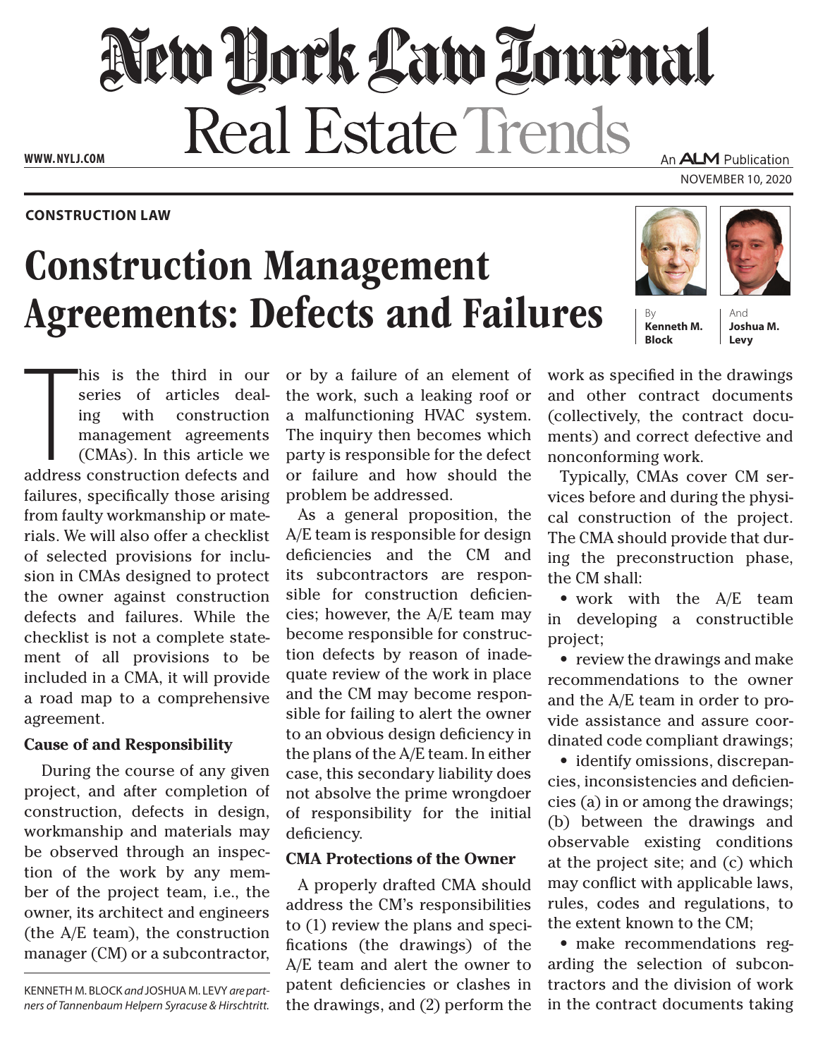# Construction Management Agreements: Defects and Failures

By **Kenneth M. Block** And **Joshua M. Levy**

This is the third in our series of articles dealing with construction management agreements (CMAs). In this article we address construction defects and failures, specifically those arising from faulty workmanship or materials. We will also offer a checklist of selected provisions for inclusion in CMAs designed to protect the owner against construction defects and failures. While the checklist is not a complete statement of all provisions to be included in a CMA, it will provide a road map to a comprehensive agreement.

### Cause of and Responsibility

During the course of any given project, and after completion of construction, defects in design, workmanship and materials may be observed through an inspection of the work by any member of the project team, i.e., the owner, its architect and engineers (the A/E team), the construction manager (CM) or a subcontractor, or by a failure of an element of the work, such a leaking roof or a malfunctioning HVAC system. The inquiry then becomes which party is responsible for the defect or failure and how should the problem be addressed.

As a general proposition, the A/E team is responsible for design deficiencies and the CM and its subcontractors are responsible for construction deficiencies; however, the A/E team may become responsible for construction defects by reason of inadequate review of the work in place and the CM may become responsible for failing to alert the owner to an obvious design deficiency in the plans of the A/E team. In either case, this secondary liability does not absolve the prime wrongdoer of responsibility for the initial deficiency.

### CMA Protections of the Owner

A properly drafted CMA should address the CM's responsibilities to (1) review the plans and specifications (the drawings) of the A/E team and alert the owner to patent deficiencies or clashes in the drawings, and (2) perform the work as specified in the drawings and other contract documents (collectively, the contract documents) and correct defective and nonconforming work.

Typically, CMAs cover CM services before and during the physical construction of the project. The CMA should provide that during the preconstruction phase, the CM shall:

- work with the A/E team in developing a constructible project;
- review the drawings and make recommendations to the owner and the A/E team in order to provide assistance and assure coordinated code compliant drawings;
- identify omissions, discrepancies, inconsistencies and deficiencies (a) in or among the drawings; (b) between the drawings and observable existing conditions at the project site; and (c) which may conflict with applicable laws, rules, codes and regulations, to the extent known to the CM;
- make recommendations regarding the selection of subcontractors and the division of work in the contract documents taking

KENNETH M. BLOCK *and* JOSHUA M. LEVY *are partners of Tannenbaum Helpern Syracuse & Hirschtritt.*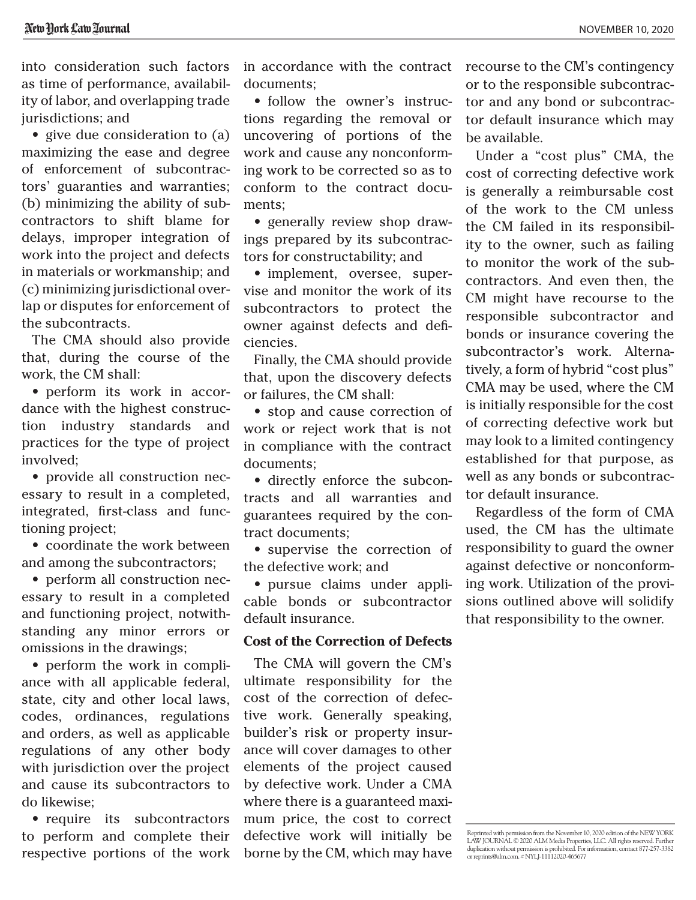into consideration such factors as time of performance, availability of labor, and overlapping trade jurisdictions; and

• give due consideration to (a) maximizing the ease and degree of enforcement of subcontractors' guaranties and warranties; (b) minimizing the ability of subcontractors to shift blame for delays, improper integration of work into the project and defects in materials or workmanship; and (c) minimizing jurisdictional overlap or disputes for enforcement of the subcontracts.

The CMA should also provide that, during the course of the work, the CM shall:

• perform its work in accordance with the highest construction industry standards and practices for the type of project involved;

• provide all construction necessary to result in a completed, integrated, first-class and functioning project;

• coordinate the work between and among the subcontractors;

• perform all construction necessary to result in a completed and functioning project, notwithstanding any minor errors or omissions in the drawings;

• perform the work in compliance with all applicable federal, state, city and other local laws, codes, ordinances, regulations and orders, as well as applicable regulations of any other body with jurisdiction over the project and cause its subcontractors to do likewise;

• require its subcontractors to perform and complete their respective portions of the work in accordance with the contract documents;

• follow the owner's instructions regarding the removal or uncovering of portions of the work and cause any nonconforming work to be corrected so as to conform to the contract documents;

• generally review shop drawings prepared by its subcontractors for constructability; and

• implement, oversee, supervise and monitor the work of its subcontractors to protect the owner against defects and deficiencies.

Finally, the CMA should provide that, upon the discovery defects or failures, the CM shall:

• stop and cause correction of work or reject work that is not in compliance with the contract documents;

• directly enforce the subcontracts and all warranties and guarantees required by the contract documents;

• supervise the correction of the defective work; and

• pursue claims under applicable bonds or subcontractor default insurance.

**Cost of the Correction of Defects**

The CMA will govern the CM's ultimate responsibility for the cost of the correction of defective work. Generally speaking, builder's risk or property insurance will cover damages to other elements of the project caused by defective work. Under a CMA where there is a guaranteed maximum price, the cost to correct defective work will initially be borne by the CM, which may have recourse to the CM's contingency or to the responsible subcontractor and any bond or subcontractor default insurance which may be available.

Under a "cost plus" CMA, the cost of correcting defective work is generally a reimbursable cost of the work to the CM unless the CM failed in its responsibility to the owner, such as failing to monitor the work of the subcontractors. And even then, the CM might have recourse to the responsible subcontractor and bonds or insurance covering the subcontractor's work. Alternatively, a form of hybrid "cost plus" CMA may be used, where the CM is initially responsible for the cost of correcting defective work but may look to a limited contingency established for that purpose, as well as any bonds or subcontractor default insurance.

Regardless of the form of CMA used, the CM has the ultimate responsibility to guard the owner against defective or nonconforming work. Utilization of the provisions outlined above will solidify that responsibility to the owner.

Reprinted with permission from the November 10, 2020 edition of the NEW YORK LAW JOURNAL © 2020 ALM Media Properties, LLC. All rights reserved. Further duplication without permission is prohibited. For information, contact 877-257-3382 or reprints@alm.com. # NYLJ-11112020-465677